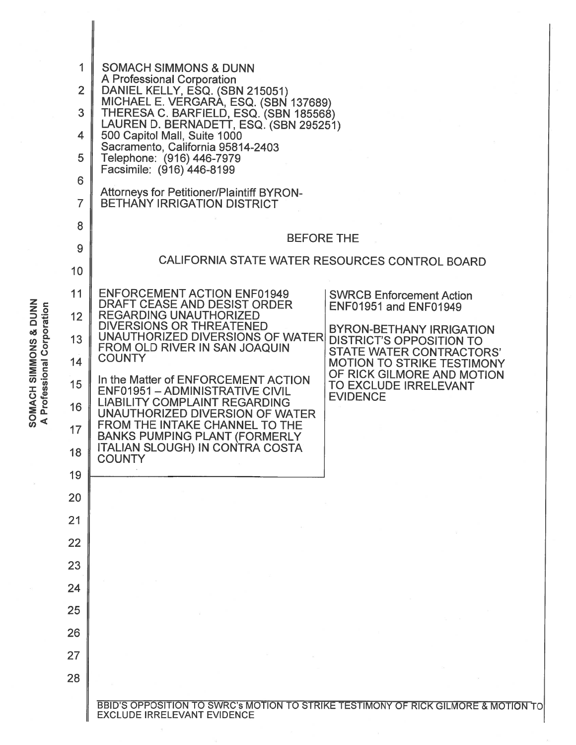SOMACH SIMMONS & DUNN
A Professional Corporation
DANIEL KELLY, ESQ. (SBN 215051)
MICHAEL E. VERGARA, ESQ. (SBN 137689)
THERESA C. BARFIELD, ESQ. (SBN 185568)
LAUREN D. BERNADETT, ESQ. (SBN 295251)
500 Capitol Mall, Suite 1000
Sacramento, California 95814-2403
Telephone: (916) 446-7979
Facsimile: (916) 446-8199

Attorneys for Petitioner/Plaintiff BYRON-BETHANY IRRIGATION DISTRICT

BEFORE THE

CALIFORNIA STATE WATER RESOURCES CONTROL BOARD

| | |
|---|---|
| ENFORCEMENT ACTION ENF01949 DRAFT CEASE AND DESIST ORDER REGARDING UNAUTHORIZED DIVERSIONS OR THREATENED UNAUTHORIZED DIVERSIONS OF WATER FROM OLD RIVER IN SAN JOAQUIN COUNTY<br><br>In the Matter of ENFORCEMENT ACTION ENF01951 – ADMINISTRATIVE CIVIL LIABILITY COMPLAINT REGARDING UNAUTHORIZED DIVERSION OF WATER FROM THE INTAKE CHANNEL TO THE BANKS PUMPING PLANT (FORMERLY ITALIAN SLOUGH) IN CONTRA COSTA COUNTY | SWRCB Enforcement Action ENF01951 and ENF01949<br><br>BYRON-BETHANY IRRIGATION DISTRICT'S OPPOSITION TO STATE WATER CONTRACTORS' MOTION TO STRIKE TESTIMONY OF RICK GILMORE AND MOTION TO EXCLUDE IRRELEVANT EVIDENCE |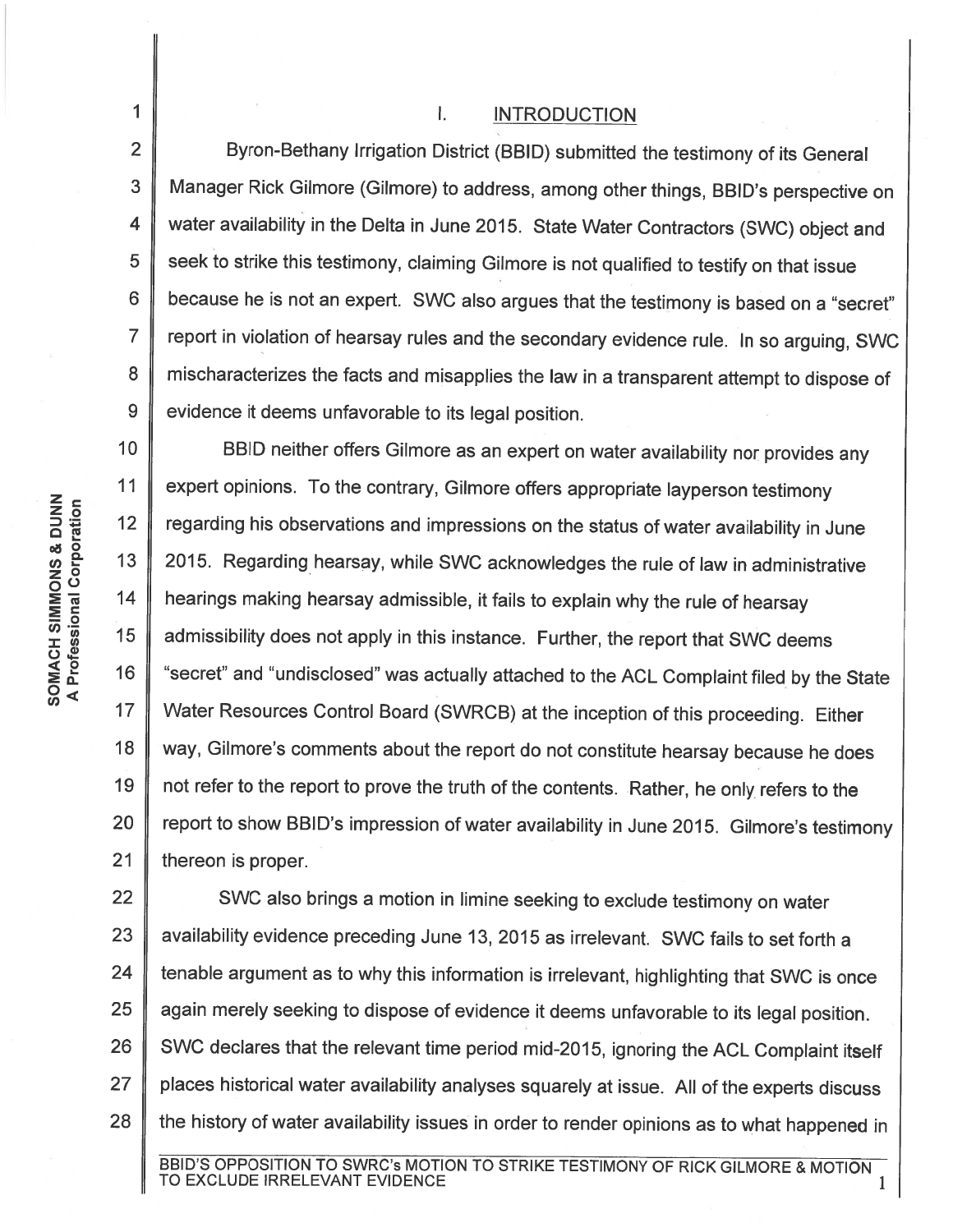## I. INTRODUCTION

Byron-Bethany Irrigation District (BBID) submitted the testimony of its General Manager Rick Gilmore (Gilmore) to address, among other things, BBID's perspective on water availability in the Delta in June 2015. State Water Contractors (SWC) object and seek to strike this testimony, claiming Gilmore is not qualified to testify on that issue because he is not an expert. SWC also argues that the testimony is based on a "secret" report in violation of hearsay rules and the secondary evidence rule. In so arguing, SWC mischaracterizes the facts and misapplies the law in a transparent attempt to dispose of evidence it deems unfavorable to its legal position.

BBID neither offers Gilmore as an expert on water availability nor provides any expert opinions. To the contrary, Gilmore offers appropriate layperson testimony regarding his observations and impressions on the status of water availability in June 2015. Regarding hearsay, while SWC acknowledges the rule of law in administrative hearings making hearsay admissible, it fails to explain why the rule of hearsay admissibility does not apply in this instance. Further, the report that SWC deems "secret" and "undisclosed" was actually attached to the ACL Complaint filed by the State Water Resources Control Board (SWRCB) at the inception of this proceeding. Either way, Gilmore's comments about the report do not constitute hearsay because he does not refer to the report to prove the truth of the contents. Rather, he only refers to the report to show BBID's impression of water availability in June 2015. Gilmore's testimony thereon is proper.

SWC also brings a motion in limine seeking to exclude testimony on water availability evidence preceding June 13, 2015 as irrelevant. SWC fails to set forth a tenable argument as to why this information is irrelevant, highlighting that SWC is once again merely seeking to dispose of evidence it deems unfavorable to its legal position. SWC declares that the relevant time period mid-2015, ignoring the ACL Complaint itself places historical water availability analyses squarely at issue. All of the experts discuss the history of water availability issues in order to render opinions as to what happened in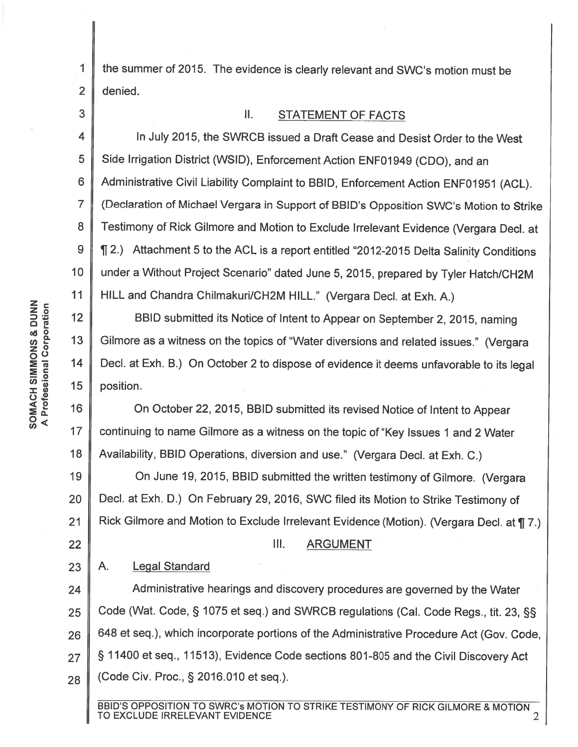the summer of 2015. The evidence is clearly relevant and SWC's motion must be denied.

## II. STATEMENT OF FACTS

In July 2015, the SWRCB issued a Draft Cease and Desist Order to the West Side Irrigation District (WSID), Enforcement Action ENF01949 (CDO), and an Administrative Civil Liability Complaint to BBID, Enforcement Action ENF01951 (ACL). (Declaration of Michael Vergara in Support of BBID's Opposition SWC's Motion to Strike Testimony of Rick Gilmore and Motion to Exclude Irrelevant Evidence (Vergara Decl. at ¶ 2.) Attachment 5 to the ACL is a report entitled "2012-2015 Delta Salinity Conditions under a Without Project Scenario" dated June 5, 2015, prepared by Tyler Hatch/CH2M HILL and Chandra Chilmakuri/CH2M HILL." (Vergara Decl. at Exh. A.)

BBID submitted its Notice of Intent to Appear on September 2, 2015, naming Gilmore as a witness on the topics of "Water diversions and related issues." (Vergara Decl. at Exh. B.) On October 2 to dispose of evidence it deems unfavorable to its legal position.

On October 22, 2015, BBID submitted its revised Notice of Intent to Appear continuing to name Gilmore as a witness on the topic of "Key Issues 1 and 2 Water Availability, BBID Operations, diversion and use." (Vergara Decl. at Exh. C.)

On June 19, 2015, BBID submitted the written testimony of Gilmore. (Vergara Decl. at Exh. D.) On February 29, 2016, SWC filed its Motion to Strike Testimony of Rick Gilmore and Motion to Exclude Irrelevant Evidence (Motion). (Vergara Decl. at ¶ 7.)

## III. ARGUMENT

### A. Legal Standard

Administrative hearings and discovery procedures are governed by the Water Code (Wat. Code, § 1075 et seq.) and SWRCB regulations (Cal. Code Regs., tit. 23, §§ 648 et seq.), which incorporate portions of the Administrative Procedure Act (Gov. Code, § 11400 et seq., 11513), Evidence Code sections 801-805 and the Civil Discovery Act (Code Civ. Proc., § 2016.010 et seq.).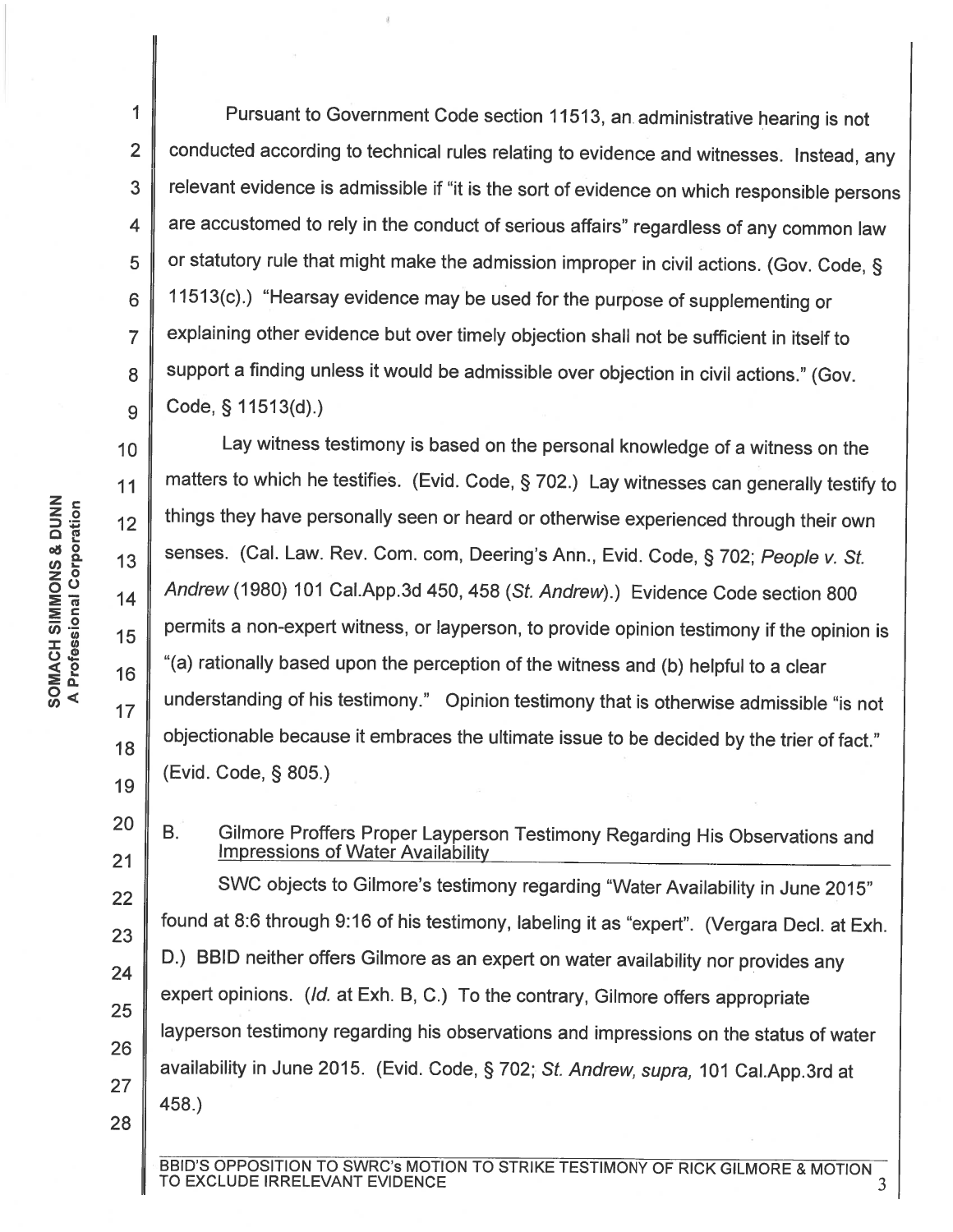Pursuant to Government Code section 11513, an administrative hearing is not conducted according to technical rules relating to evidence and witnesses. Instead, any relevant evidence is admissible if "it is the sort of evidence on which responsible persons are accustomed to rely in the conduct of serious affairs" regardless of any common law or statutory rule that might make the admission improper in civil actions. (Gov. Code, § 11513(c).) "Hearsay evidence may be used for the purpose of supplementing or explaining other evidence but over timely objection shall not be sufficient in itself to support a finding unless it would be admissible over objection in civil actions." (Gov. Code, § 11513(d).)

Lay witness testimony is based on the personal knowledge of a witness on the matters to which he testifies. (Evid. Code, § 702.) Lay witnesses can generally testify to things they have personally seen or heard or otherwise experienced through their own senses. (Cal. Law. Rev. Com. com, Deering's Ann., Evid. Code, § 702; *People v. St. Andrew* (1980) 101 Cal.App.3d 450, 458 (*St. Andrew*).) Evidence Code section 800 permits a non-expert witness, or layperson, to provide opinion testimony if the opinion is "(a) rationally based upon the perception of the witness and (b) helpful to a clear understanding of his testimony." Opinion testimony that is otherwise admissible "is not objectionable because it embraces the ultimate issue to be decided by the trier of fact." (Evid. Code, § 805.)

## B. Gilmore Proffers Proper Layperson Testimony Regarding His Observations and Impressions of Water Availability

SWC objects to Gilmore's testimony regarding "Water Availability in June 2015" found at 8:6 through 9:16 of his testimony, labeling it as "expert". (Vergara Decl. at Exh. D.) BBID neither offers Gilmore as an expert on water availability nor provides any expert opinions. (*Id.* at Exh. B, C.) To the contrary, Gilmore offers appropriate layperson testimony regarding his observations and impressions on the status of water availability in June 2015. (Evid. Code, § 702; *St. Andrew, supra,* 101 Cal.App.3rd at 458.)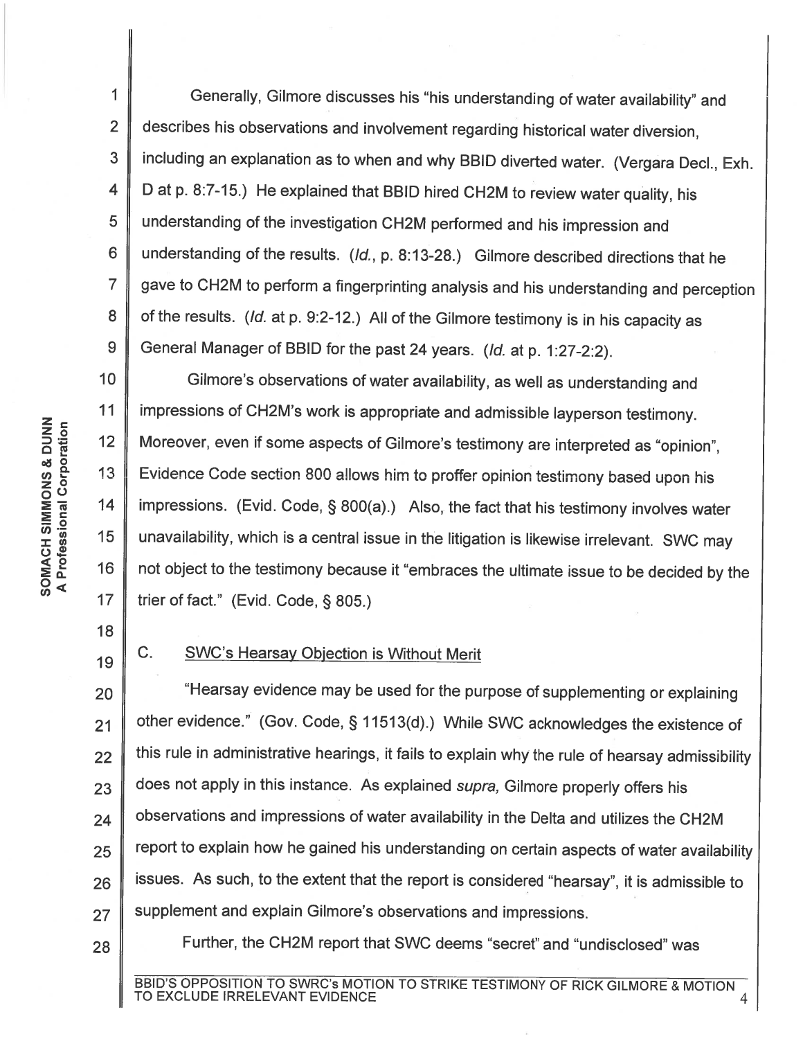Generally, Gilmore discusses his "his understanding of water availability" and describes his observations and involvement regarding historical water diversion, including an explanation as to when and why BBID diverted water. (Vergara Decl., Exh. D at p. 8:7-15.) He explained that BBID hired CH2M to review water quality, his understanding of the investigation CH2M performed and his impression and understanding of the results. (*Id.*, p. 8:13-28.) Gilmore described directions that he gave to CH2M to perform a fingerprinting analysis and his understanding and perception of the results. (*Id.* at p. 9:2-12.) All of the Gilmore testimony is in his capacity as General Manager of BBID for the past 24 years. (*Id.* at p. 1:27-2:2).

Gilmore's observations of water availability, as well as understanding and impressions of CH2M's work is appropriate and admissible layperson testimony. Moreover, even if some aspects of Gilmore's testimony are interpreted as "opinion", Evidence Code section 800 allows him to proffer opinion testimony based upon his impressions. (Evid. Code, § 800(a).) Also, the fact that his testimony involves water unavailability, which is a central issue in the litigation is likewise irrelevant. SWC may not object to the testimony because it "embraces the ultimate issue to be decided by the trier of fact." (Evid. Code, § 805.)

## C. SWC's Hearsay Objection is Without Merit

"Hearsay evidence may be used for the purpose of supplementing or explaining other evidence." (Gov. Code, § 11513(d).) While SWC acknowledges the existence of this rule in administrative hearings, it fails to explain why the rule of hearsay admissibility does not apply in this instance. As explained *supra,* Gilmore properly offers his observations and impressions of water availability in the Delta and utilizes the CH2M report to explain how he gained his understanding on certain aspects of water availability issues. As such, to the extent that the report is considered "hearsay", it is admissible to supplement and explain Gilmore's observations and impressions.

Further, the CH2M report that SWC deems "secret" and "undisclosed" was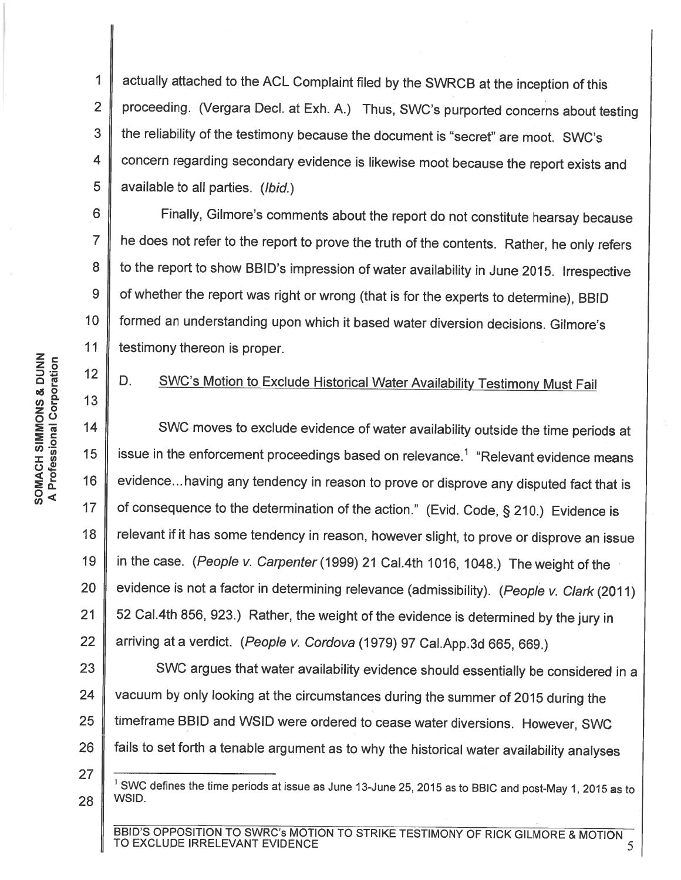actually attached to the ACL Complaint filed by the SWRCB at the inception of this proceeding. (Vergara Decl. at Exh. A.) Thus, SWC's purported concerns about testing the reliability of the testimony because the document is "secret" are moot. SWC's concern regarding secondary evidence is likewise moot because the report exists and available to all parties. (*Ibid.*)

Finally, Gilmore's comments about the report do not constitute hearsay because he does not refer to the report to prove the truth of the contents. Rather, he only refers to the report to show BBID's impression of water availability in June 2015. Irrespective of whether the report was right or wrong (that is for the experts to determine), BBID formed an understanding upon which it based water diversion decisions. Gilmore's testimony thereon is proper.

D. <u>SWC's Motion to Exclude Historical Water Availability Testimony Must Fail</u>

SWC moves to exclude evidence of water availability outside the time periods at issue in the enforcement proceedings based on relevance.[1] "Relevant evidence means evidence...having any tendency in reason to prove or disprove any disputed fact that is of consequence to the determination of the action." (Evid. Code, § 210.) Evidence is relevant if it has some tendency in reason, however slight, to prove or disprove an issue in the case. (*People v. Carpenter* (1999) 21 Cal.4th 1016, 1048.) The weight of the evidence is not a factor in determining relevance (admissibility). (*People v. Clark* (2011) 52 Cal.4th 856, 923.) Rather, the weight of the evidence is determined by the jury in arriving at a verdict. (*People v. Cordova* (1979) 97 Cal.App.3d 665, 669.)

SWC argues that water availability evidence should essentially be considered in a vacuum by only looking at the circumstances during the summer of 2015 during the timeframe BBID and WSID were ordered to cease water diversions. However, SWC fails to set forth a tenable argument as to why the historical water availability analyses

---

[1] SWC defines the time periods at issue as June 13-June 25, 2015 as to BBIC and post-May 1, 2015 as to WSID.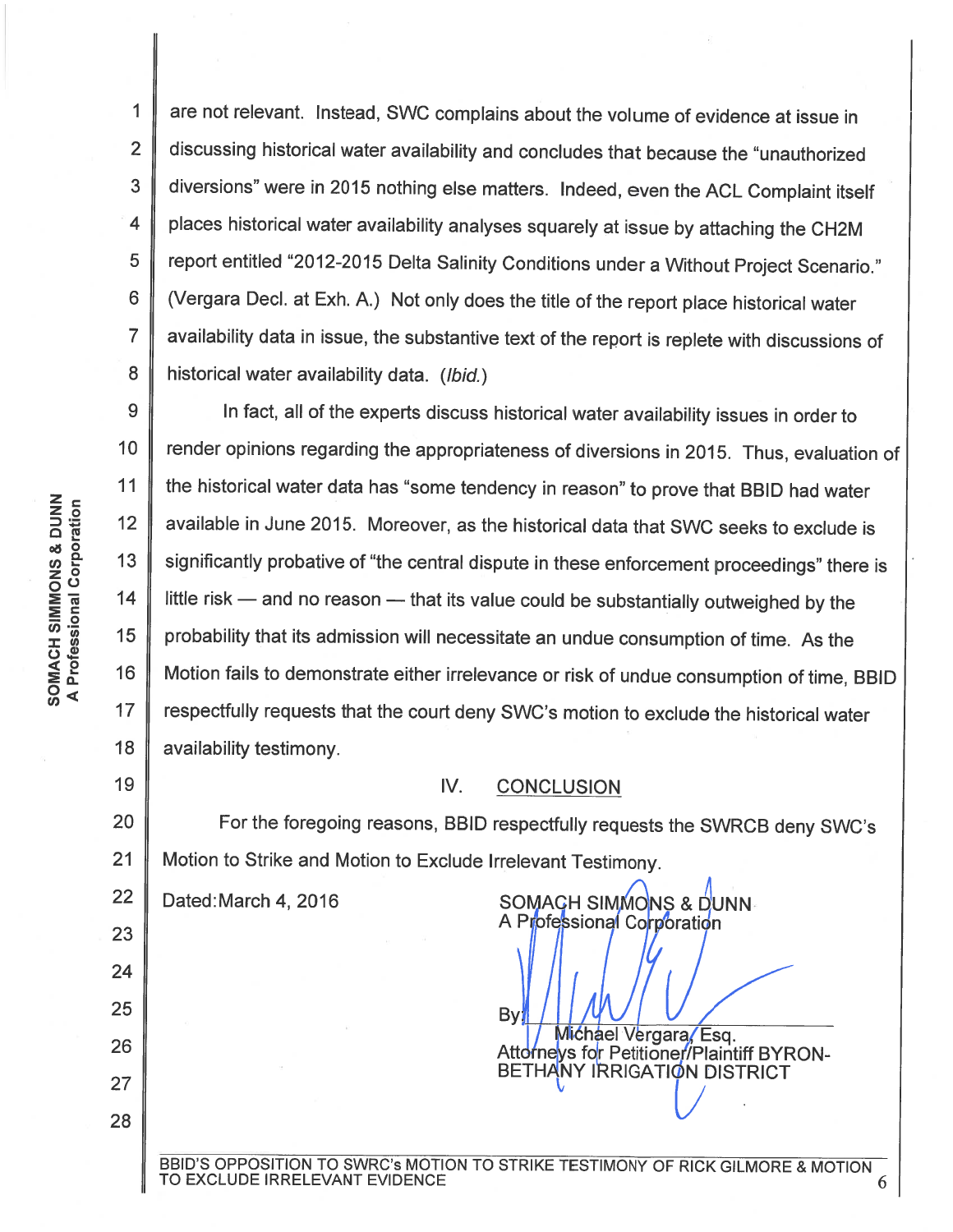are not relevant. Instead, SWC complains about the volume of evidence at issue in discussing historical water availability and concludes that because the "unauthorized diversions" were in 2015 nothing else matters. Indeed, even the ACL Complaint itself places historical water availability analyses squarely at issue by attaching the CH2M report entitled "2012-2015 Delta Salinity Conditions under a Without Project Scenario." (Vergara Decl. at Exh. A.) Not only does the title of the report place historical water availability data in issue, the substantive text of the report is replete with discussions of historical water availability data. (*Ibid.*)

In fact, all of the experts discuss historical water availability issues in order to render opinions regarding the appropriateness of diversions in 2015. Thus, evaluation of the historical water data has "some tendency in reason" to prove that BBID had water available in June 2015. Moreover, as the historical data that SWC seeks to exclude is significantly probative of "the central dispute in these enforcement proceedings" there is little risk — and no reason — that its value could be substantially outweighed by the probability that its admission will necessitate an undue consumption of time. As the Motion fails to demonstrate either irrelevance or risk of undue consumption of time, BBID respectfully requests that the court deny SWC's motion to exclude the historical water availability testimony.

## IV. CONCLUSION

For the foregoing reasons, BBID respectfully requests the SWRCB deny SWC's Motion to Strike and Motion to Exclude Irrelevant Testimony.

Dated: March 4, 2016

SOMACH SIMMONS & DUNN
A Professional Corporation

By: ______________________
Michael Vergara, Esq.
Attorneys for Petitioner/Plaintiff BYRON-BETHANY IRRIGATION DISTRICT

BBID'S OPPOSITION TO SWRC's MOTION TO STRIKE TESTIMONY OF RICK GILMORE & MOTION TO EXCLUDE IRRELEVANT EVIDENCE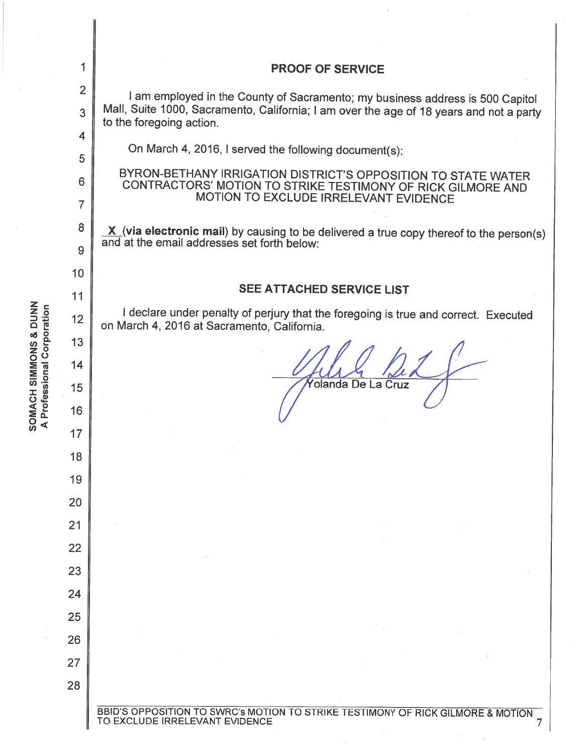# PROOF OF SERVICE

I am employed in the County of Sacramento; my business address is 500 Capitol Mall, Suite 1000, Sacramento, California; I am over the age of 18 years and not a party to the foregoing action.

On March 4, 2016, I served the following document(s):

BYRON-BETHANY IRRIGATION DISTRICT'S OPPOSITION TO STATE WATER CONTRACTORS' MOTION TO STRIKE TESTIMONY OF RICK GILMORE AND MOTION TO EXCLUDE IRRELEVANT EVIDENCE

X (**via electronic mail**) by causing to be delivered a true copy thereof to the person(s) and at the email addresses set forth below:

**SEE ATTACHED SERVICE LIST**

I declare under penalty of perjury that the foregoing is true and correct. Executed on March 4, 2016 at Sacramento, California.

Yolanda De La Cruz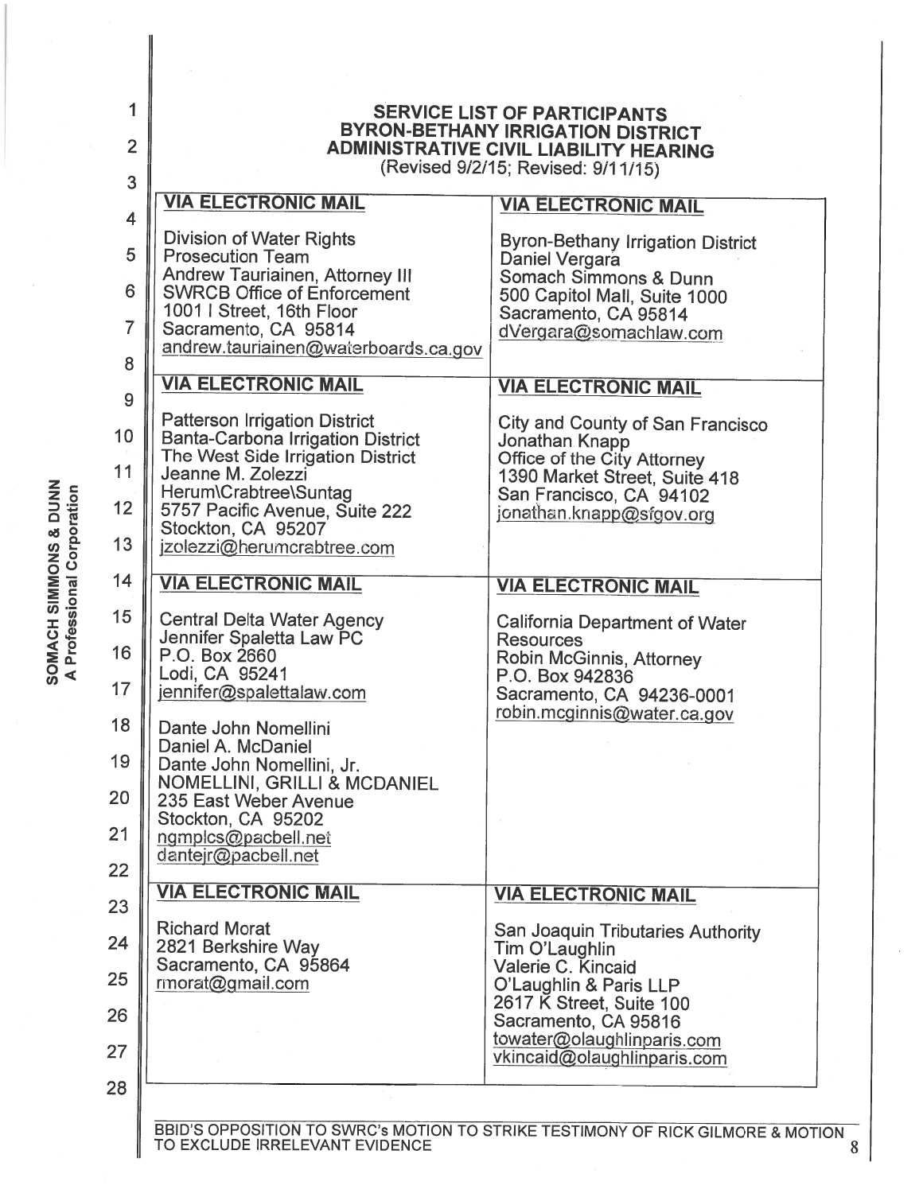**SERVICE LIST OF PARTICIPANTS**
**BYRON-BETHANY IRRIGATION DISTRICT**
**ADMINISTRATIVE CIVIL LIABILITY HEARING**
(Revised 9/2/15; Revised: 9/11/15)

| **VIA ELECTRONIC MAIL** | **VIA ELECTRONIC MAIL** |
|---|---|
| Division of Water Rights<br>Prosecution Team<br>Andrew Tauriainen, Attorney III<br>SWRCB Office of Enforcement<br>1001 I Street, 16th Floor<br>Sacramento, CA 95814<br>andrew.tauriainen@waterboards.ca.gov | Byron-Bethany Irrigation District<br>Daniel Vergara<br>Somach Simmons & Dunn<br>500 Capitol Mall, Suite 1000<br>Sacramento, CA 95814<br>dVergara@somachlaw.com |
| **VIA ELECTRONIC MAIL**<br><br>Patterson Irrigation District<br>Banta-Carbona Irrigation District<br>The West Side Irrigation District<br>Jeanne M. Zolezzi<br>Herum\Crabtree\Suntag<br>5757 Pacific Avenue, Suite 222<br>Stockton, CA 95207<br>jzolezzi@herumcrabtree.com | **VIA ELECTRONIC MAIL**<br><br>City and County of San Francisco<br>Jonathan Knapp<br>Office of the City Attorney<br>1390 Market Street, Suite 418<br>San Francisco, CA 94102<br>jonathan.knapp@sfgov.org |
| **VIA ELECTRONIC MAIL**<br><br>Central Delta Water Agency<br>Jennifer Spaletta Law PC<br>P.O. Box 2660<br>Lodi, CA 95241<br>jennifer@spalettalaw.com<br><br>Dante John Nomellini<br>Daniel A. McDaniel<br>Dante John Nomellini, Jr.<br>NOMELLINI, GRILLI & MCDANIEL<br>235 East Weber Avenue<br>Stockton, CA 95202<br>ngmplcs@pacbell.net<br>dantejr@pacbell.net | **VIA ELECTRONIC MAIL**<br><br>California Department of Water Resources<br>Robin McGinnis, Attorney<br>P.O. Box 942836<br>Sacramento, CA 94236-0001<br>robin.mcginnis@water.ca.gov |
| **VIA ELECTRONIC MAIL**<br><br>Richard Morat<br>2821 Berkshire Way<br>Sacramento, CA 95864<br>rmorat@gmail.com | **VIA ELECTRONIC MAIL**<br><br>San Joaquin Tributaries Authority<br>Tim O'Laughlin<br>Valerie C. Kincaid<br>O'Laughlin & Paris LLP<br>2617 K Street, Suite 100<br>Sacramento, CA 95816<br>towater@olaughlinparis.com<br>vkincaid@olaughlinparis.com |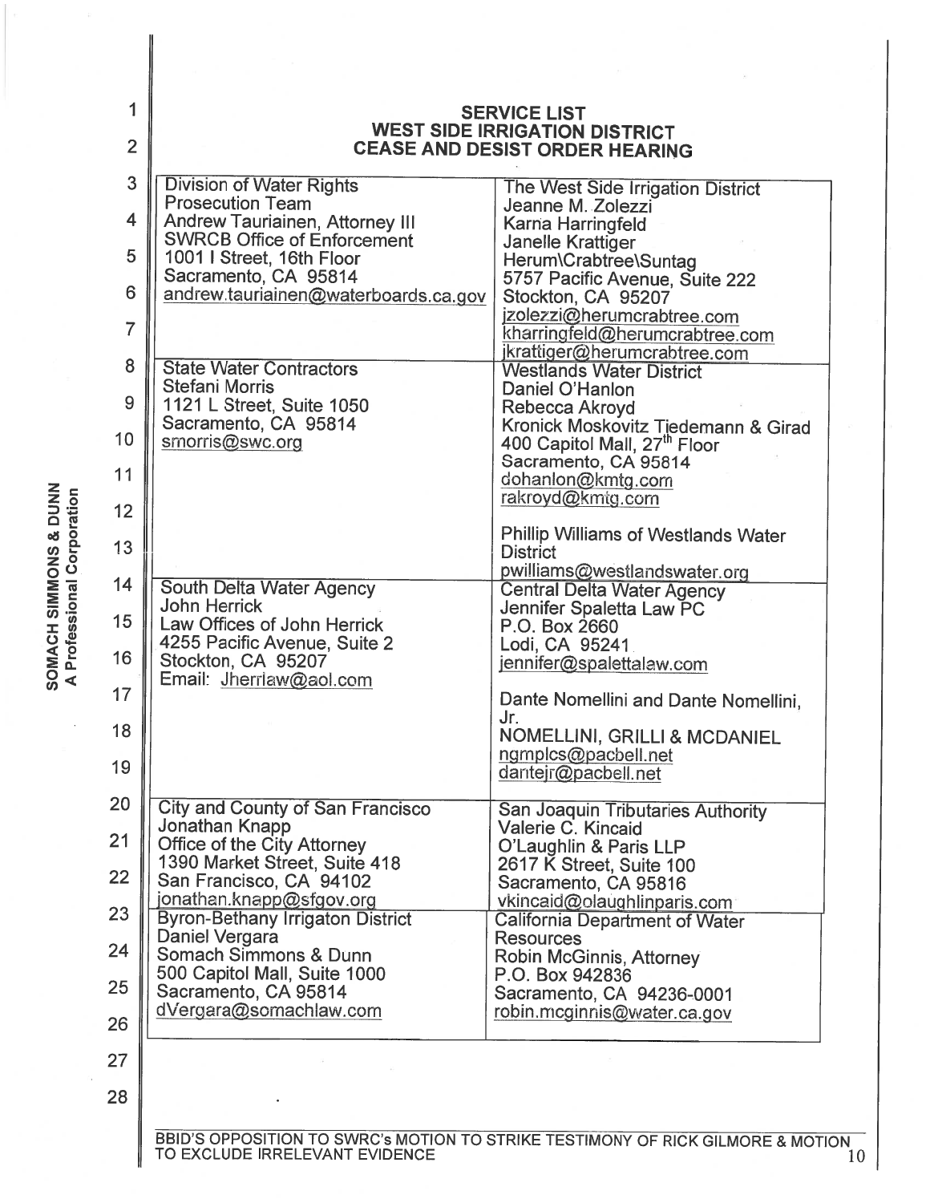# SERVICE LIST
## WEST SIDE IRRIGATION DISTRICT
## CEASE AND DESIST ORDER HEARING

| | |
|---|---|
| Division of Water Rights<br>Prosecution Team<br>Andrew Tauriainen, Attorney III<br>SWRCB Office of Enforcement<br>1001 I Street, 16th Floor<br>Sacramento, CA 95814<br>andrew.tauriainen@waterboards.ca.gov | The West Side Irrigation District<br>Jeanne M. Zolezzi<br>Karna Harringfeld<br>Janelle Krattiger<br>Herum\Crabtree\Suntag<br>5757 Pacific Avenue, Suite 222<br>Stockton, CA 95207<br>jzolezzi@herumcrabtree.com<br>kharringfeld@herumcrabtree.com<br>jkrattiger@herumcrabtree.com |
| State Water Contractors<br>Stefani Morris<br>1121 L Street, Suite 1050<br>Sacramento, CA 95814<br>smorris@swc.org | Westlands Water District<br>Daniel O'Hanlon<br>Rebecca Akroyd<br>Kronick Moskovitz Tiedemann & Girad<br>400 Capitol Mall, 27th Floor<br>Sacramento, CA 95814<br>dohanlon@kmtg.com<br>rakroyd@kmtg.com<br><br>Phillip Williams of Westlands Water District<br>pwilliams@westlandswater.org |
| South Delta Water Agency<br>John Herrick<br>Law Offices of John Herrick<br>4255 Pacific Avenue, Suite 2<br>Stockton, CA 95207<br>Email: Jherrlaw@aol.com | Central Delta Water Agency<br>Jennifer Spaletta Law PC<br>P.O. Box 2660<br>Lodi, CA 95241<br>jennifer@spalettalaw.com<br><br>Dante Nomellini and Dante Nomellini, Jr.<br>NOMELLINI, GRILLI & MCDANIEL<br>ngmplcs@pacbell.net<br>dantejr@pacbell.net |
| City and County of San Francisco<br>Jonathan Knapp<br>Office of the City Attorney<br>1390 Market Street, Suite 418<br>San Francisco, CA 94102<br>jonathan.knapp@sfgov.org | San Joaquin Tributaries Authority<br>Valerie C. Kincaid<br>O'Laughlin & Paris LLP<br>2617 K Street, Suite 100<br>Sacramento, CA 95816<br>vkincaid@olaughlinparis.com |
| Byron-Bethany Irrigaton District<br>Daniel Vergara<br>Somach Simmons & Dunn<br>500 Capitol Mall, Suite 1000<br>Sacramento, CA 95814<br>dVergara@somachlaw.com | California Department of Water Resources<br>Robin McGinnis, Attorney<br>P.O. Box 942836<br>Sacramento, CA 94236-0001<br>robin.mcginnis@water.ca.gov |